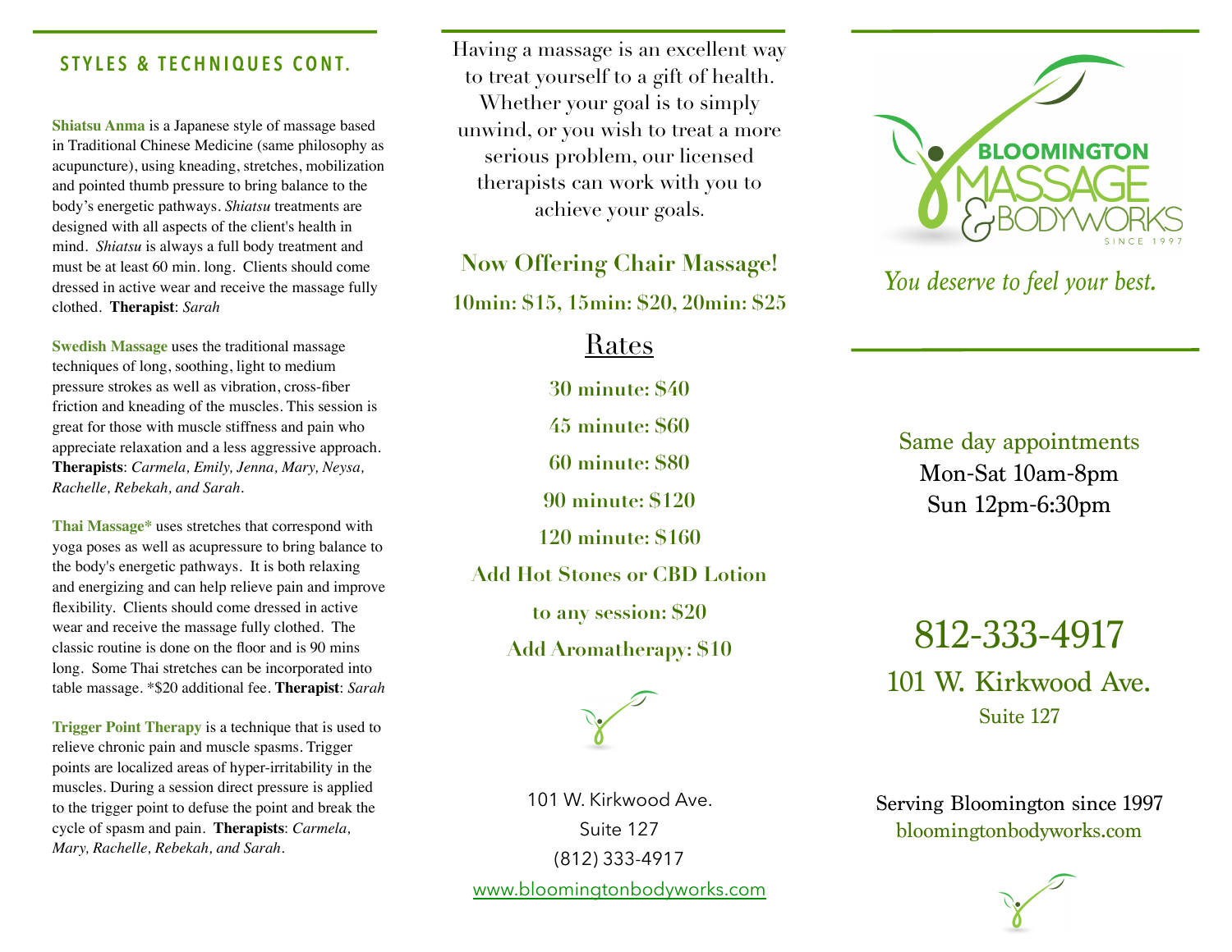## STYLES & TECHNIQUES CONT.

**Shiatsu Anma** is a Japanese style of massage based in Traditional Chinese Medicine (same philosophy as acupuncture), using kneading, stretches, mobilization and pointed thumb pressure to bring balance to the body's energetic pathways. *Shiatsu* treatments are designed with all aspects of the client's health in mind. *Shiatsu* is always a full body treatment and must be at least 60 min. long. Clients should come dressed in active wear and receive the massage fully clothed. **Therapist**: *Sarah*

**Swedish Massage** uses the traditional massage techniques of long, soothing, light to medium pressure strokes as well as vibration, cross-fiber friction and kneading of the muscles. This session is great for those with muscle stiffness and pain who appreciate relaxation and a less aggressive approach. **Therapists**: *Carmela, Emily, Jenna, Mary, Neysa, Rachelle, Rebekah, and Sarah.*

**Thai Massage*** uses stretches that correspond with yoga poses as well as acupressure to bring balance to the body's energetic pathways. It is both relaxing and energizing and can help relieve pain and improve flexibility. Clients should come dressed in active wear and receive the massage fully clothed. The classic routine is done on the floor and is 90 mins long. Some Thai stretches can be incorporated into table massage. *$20 additional fee. **Therapist**: *Sarah*

**Trigger Point Therapy** is a technique that is used to relieve chronic pain and muscle spasms. Trigger points are localized areas of hyper-irritability in the muscles. During a session direct pressure is applied to the trigger point to defuse the point and break the cycle of spasm and pain. **Therapists**: *Carmela, Mary, Rachelle, Rebekah, and Sarah.*

Having a massage is an excellent way to treat yourself to a gift of health. Whether your goal is to simply unwind, or you wish to treat a more serious problem, our licensed therapists can work with you to achieve your goals.

**Now Offering Chair Massage!**

**10min: $15, 15min: $20, 20min: $25**

## Rates

**30 minute: $40**

**45 minute: $60**

**60 minute: $80**

**90 minute: $120**

**120 minute: $160**

**Add Hot Stones or CBD Lotion to any session: $20**

**Add Aromatherapy: $10**

101 W. Kirkwood Ave.
Suite 127
(812) 333-4917
www.bloomingtonbodyworks.com

# BLOOMINGTON MASSAGE & BODYWORKS

SINCE 1997

*You deserve to feel your best.*

Same day appointments
Mon-Sat 10am-8pm
Sun 12pm-6:30pm

## 812-333-4917

101 W. Kirkwood Ave.
Suite 127

Serving Bloomington since 1997
bloomingtonbodyworks.com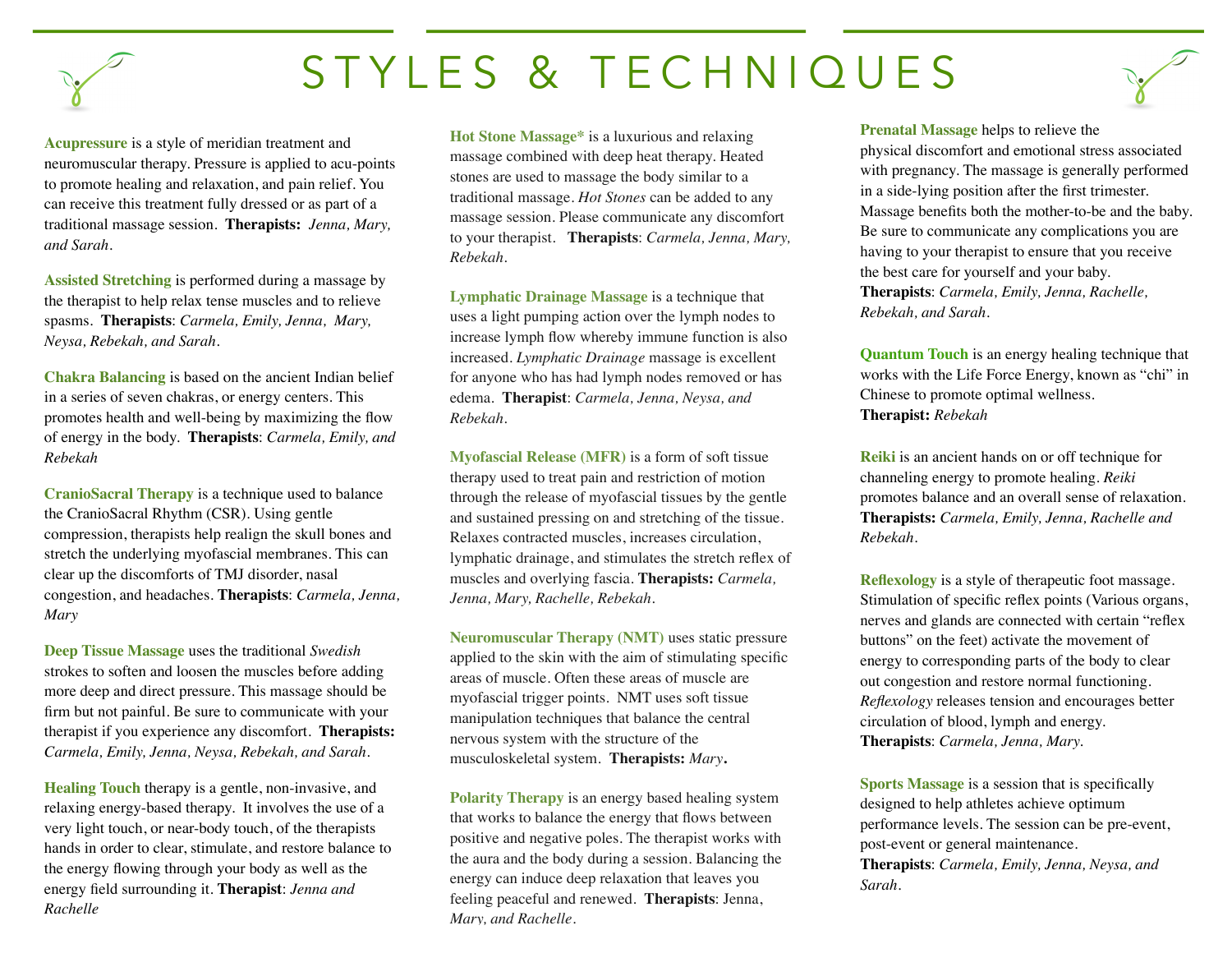# STYLES & TECHNIQUES

**Acupressure** is a style of meridian treatment and neuromuscular therapy. Pressure is applied to acu-points to promote healing and relaxation, and pain relief. You can receive this treatment fully dressed or as part of a traditional massage session. **Therapists:** *Jenna, Mary, and Sarah.*

**Assisted Stretching** is performed during a massage by the therapist to help relax tense muscles and to relieve spasms. **Therapists**: *Carmela, Emily, Jenna, Mary, Neysa, Rebekah, and Sarah.*

**Chakra Balancing** is based on the ancient Indian belief in a series of seven chakras, or energy centers. This promotes health and well-being by maximizing the flow of energy in the body. **Therapists**: *Carmela, Emily, and Rebekah*

**CranioSacral Therapy** is a technique used to balance the CranioSacral Rhythm (CSR). Using gentle compression, therapists help realign the skull bones and stretch the underlying myofascial membranes. This can clear up the discomforts of TMJ disorder, nasal congestion, and headaches. **Therapists**: *Carmela, Jenna, Mary*

**Deep Tissue Massage** uses the traditional *Swedish* strokes to soften and loosen the muscles before adding more deep and direct pressure. This massage should be firm but not painful. Be sure to communicate with your therapist if you experience any discomfort. **Therapists:** *Carmela, Emily, Jenna, Neysa, Rebekah, and Sarah.*

**Healing Touch** therapy is a gentle, non-invasive, and relaxing energy-based therapy. It involves the use of a very light touch, or near-body touch, of the therapists hands in order to clear, stimulate, and restore balance to the energy flowing through your body as well as the energy field surrounding it. **Therapist**: *Jenna and Rachelle*

**Hot Stone Massage*** is a luxurious and relaxing massage combined with deep heat therapy. Heated stones are used to massage the body similar to a traditional massage. *Hot Stones* can be added to any massage session. Please communicate any discomfort to your therapist. **Therapists**: *Carmela, Jenna, Mary, Rebekah.*

**Lymphatic Drainage Massage** is a technique that uses a light pumping action over the lymph nodes to increase lymph flow whereby immune function is also increased. *Lymphatic Drainage* massage is excellent for anyone who has had lymph nodes removed or has edema. **Therapist**: *Carmela, Jenna, Neysa, and Rebekah.*

**Myofascial Release (MFR)** is a form of soft tissue therapy used to treat pain and restriction of motion through the release of myofascial tissues by the gentle and sustained pressing on and stretching of the tissue. Relaxes contracted muscles, increases circulation, lymphatic drainage, and stimulates the stretch reflex of muscles and overlying fascia. **Therapists:** *Carmela, Jenna, Mary, Rachelle, Rebekah.*

**Neuromuscular Therapy (NMT)** uses static pressure applied to the skin with the aim of stimulating specific areas of muscle. Often these areas of muscle are myofascial trigger points. NMT uses soft tissue manipulation techniques that balance the central nervous system with the structure of the musculoskeletal system. **Therapists:** *Mary***.**

**Polarity Therapy** is an energy based healing system that works to balance the energy that flows between positive and negative poles. The therapist works with the aura and the body during a session. Balancing the energy can induce deep relaxation that leaves you feeling peaceful and renewed. **Therapists**: Jenna, *Mary, and Rachelle.*

**Prenatal Massage** helps to relieve the physical discomfort and emotional stress associated with pregnancy. The massage is generally performed in a side-lying position after the first trimester. Massage benefits both the mother-to-be and the baby. Be sure to communicate any complications you are having to your therapist to ensure that you receive the best care for yourself and your baby. **Therapists**: *Carmela, Emily, Jenna, Rachelle, Rebekah, and Sarah.*

**Quantum Touch** is an energy healing technique that works with the Life Force Energy, known as "chi" in Chinese to promote optimal wellness. **Therapist:** *Rebekah*

**Reiki** is an ancient hands on or off technique for channeling energy to promote healing. *Reiki* promotes balance and an overall sense of relaxation. **Therapists:** *Carmela, Emily, Jenna, Rachelle and Rebekah.*

**Reflexology** is a style of therapeutic foot massage. Stimulation of specific reflex points (Various organs, nerves and glands are connected with certain "reflex buttons" on the feet) activate the movement of energy to corresponding parts of the body to clear out congestion and restore normal functioning. *Reflexology* releases tension and encourages better circulation of blood, lymph and energy. **Therapists**: *Carmela, Jenna, Mary.*

**Sports Massage** is a session that is specifically designed to help athletes achieve optimum performance levels. The session can be pre-event, post-event or general maintenance. **Therapists**: *Carmela, Emily, Jenna, Neysa, and Sarah.*